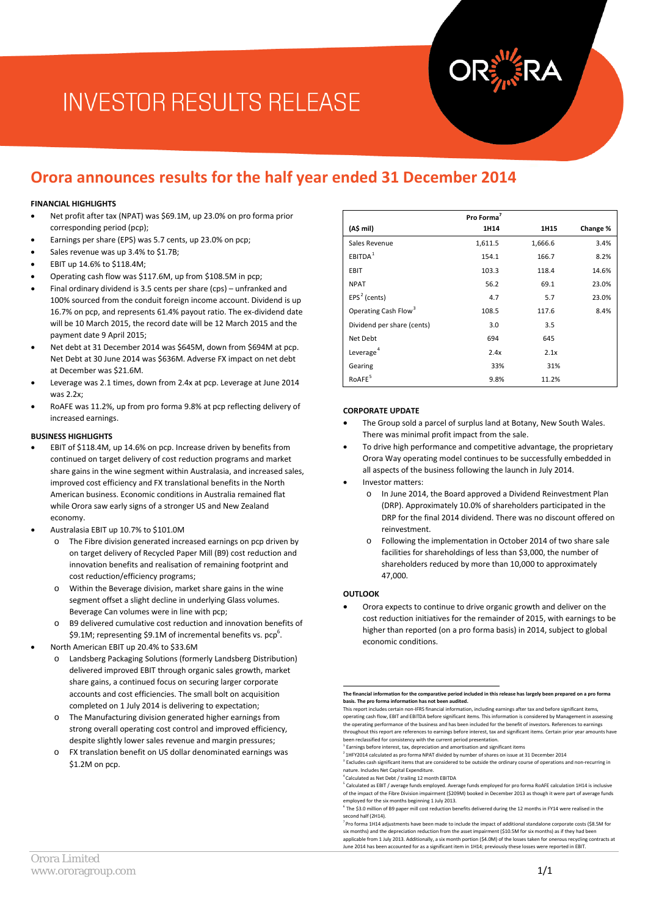# INVESTOR RESULTS RELEASE

## Orora announces results for the half year ended 31 December 2014

### FINANCIAL HIGHLIGHTS

- Net profit after tax (NPAT) was $69.1M, up 23.0% on pro forma prior corresponding period (pcp);
- Earnings per share (EPS) was 5.7 cents, up 23.0% on pcp;
- Sales revenue was up 3.4% to $1.7B;
- EBIT up 14.6% to $118.4M;
- Operating cash flow was $117.6M, up from $108.5M in pcp;
- Final ordinary dividend is 3.5 cents per share (cps) – unfranked and 100% sourced from the conduit foreign income account. Dividend is up 16.7% on pcp, and represents 61.4% payout ratio. The ex-dividend date will be 10 March 2015, the record date will be 12 March 2015 and the payment date 9 April 2015;
- Net debt at 31 December 2014 was $645M, down from $694M at pcp. Net Debt at 30 June 2014 was $636M. Adverse FX impact on net debt at December was $21.6M.
- Leverage was 2.1 times, down from 2.4x at pcp. Leverage at June 2014 was 2.2x;
- RoAFE was 11.2%, up from pro forma 9.8% at pcp reflecting delivery of increased earnings.

### BUSINESS HIGHLIGHTS

- EBIT of $118.4M, up 14.6% on pcp. Increase driven by benefits from continued on target delivery of cost reduction programs and market share gains in the wine segment within Australasia, and increased sales, improved cost efficiency and FX translational benefits in the North American business. Economic conditions in Australia remained flat while Orora saw early signs of a stronger US and New Zealand economy.
- Australasia EBIT up 10.7% to $101.0M
  - The Fibre division generated increased earnings on pcp driven by on target delivery of Recycled Paper Mill (B9) cost reduction and innovation benefits and realisation of remaining footprint and cost reduction/efficiency programs;
  - Within the Beverage division, market share gains in the wine segment offset a slight decline in underlying Glass volumes. Beverage Can volumes were in line with pcp;
  - B9 delivered cumulative cost reduction and innovation benefits of $9.1M; representing $9.1M of incremental benefits vs. pcp[6].
- North American EBIT up 20.4% to $33.6M
  - Landsberg Packaging Solutions (formerly Landsberg Distribution) delivered improved EBIT through organic sales growth, market share gains, a continued focus on securing larger corporate accounts and cost efficiencies. The small bolt on acquisition completed on 1 July 2014 is delivering to expectation;
  - The Manufacturing division generated higher earnings from strong overall operating cost control and improved efficiency, despite slightly lower sales revenue and margin pressures;
  - FX translation benefit on US dollar denominated earnings was $1.2M on pcp.

| (A$ mil) | Pro Forma[7] 1H14 | 1H15 | Change % |
|---|---|---|---|
| Sales Revenue | 1,611.5 | 1,666.6 | 3.4% |
| EBITDA[1] | 154.1 | 166.7 | 8.2% |
| EBIT | 103.3 | 118.4 | 14.6% |
| NPAT | 56.2 | 69.1 | 23.0% |
| EPS[2] (cents) | 4.7 | 5.7 | 23.0% |
| Operating Cash Flow[3] | 108.5 | 117.6 | 8.4% |
| Dividend per share (cents) | 3.0 | 3.5 | |
| Net Debt | 694 | 645 | |
| Leverage[4] | 2.4x | 2.1x | |
| Gearing | 33% | 31% | |
| RoAFE[5] | 9.8% | 11.2% | |

### CORPORATE UPDATE

- The Group sold a parcel of surplus land at Botany, New South Wales. There was minimal profit impact from the sale.
- To drive high performance and competitive advantage, the proprietary Orora Way operating model continues to be successfully embedded in all aspects of the business following the launch in July 2014.
- Investor matters:
  - In June 2014, the Board approved a Dividend Reinvestment Plan (DRP). Approximately 10.0% of shareholders participated in the DRP for the final 2014 dividend. There was no discount offered on reinvestment.
  - Following the implementation in October 2014 of two share sale facilities for shareholdings of less than $3,000, the number of shareholders reduced by more than 10,000 to approximately 47,000.

### OUTLOOK

- Orora expects to continue to drive organic growth and deliver on the cost reduction initiatives for the remainder of 2015, with earnings to be higher than reported (on a pro forma basis) in 2014, subject to global economic conditions.

**The financial information for the comparative period included in this release has largely been prepared on a pro forma basis. The pro forma information has not been audited.**

This report includes certain non-IFRS financial information, including earnings after tax and before significant items, operating cash flow, EBIT and EBITDA before significant items. This information is considered by Management in assessing the operating performance of the business and has been included for the benefit of investors. References to earnings throughout this report are references to earnings before interest, tax and significant items. Certain prior year amounts have been reclassified for consistency with the current period presentation.

[1] Earnings before interest, tax, depreciation and amortisation and significant items

[2] 1HFY2014 calculated as pro forma NPAT divided by number of shares on issue at 31 December 2014

[3] Excludes cash significant items that are considered to be outside the ordinary course of operations and non-recurring in nature. Includes Net Capital Expenditure.

[4] Calculated as Net Debt / trailing 12 month EBITDA

[5] Calculated as EBIT / average funds employed. Average funds employed for pro forma RoAFE calculation 1H14 is inclusive of the impact of the Fibre Division impairment ($209M) booked in December 2013 as though it were part of average funds employed for the six months beginning 1 July 2013.

[6] The $3.0 million of B9 paper mill cost reduction benefits delivered during the 12 months in FY14 were realised in the second half (2H14).

[7] Pro forma 1H14 adjustments have been made to include the impact of additional standalone corporate costs ($8.5M for six months) and the depreciation reduction from the asset impairment ($10.5M for six months) as if they had been applicable from 1 July 2013. Additionally, a six month portion ($4.0M) of the losses taken for onerous recycling contracts at June 2014 has been accounted for as a significant item in 1H14; previously these losses were reported in EBIT.

Orora Limited
www.ororagroup.com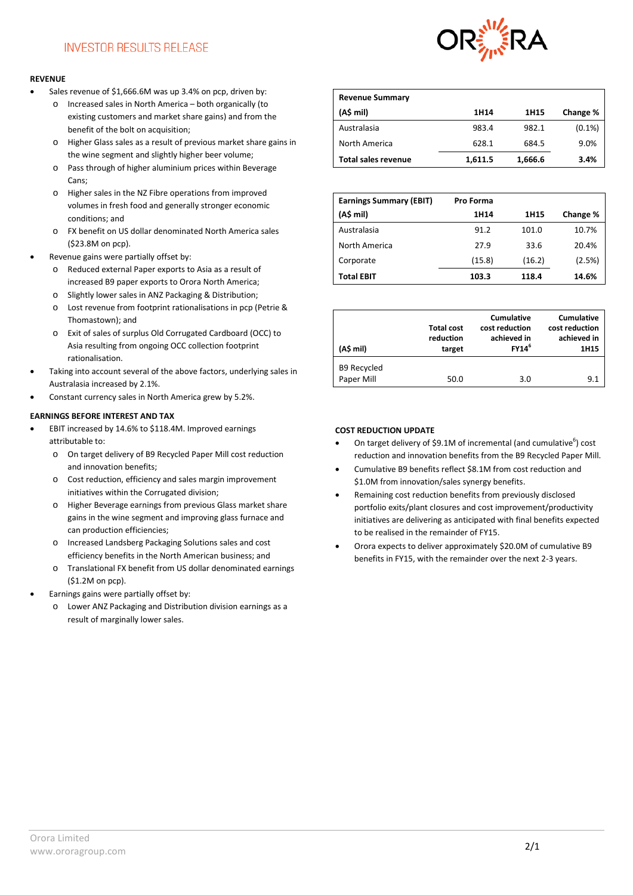INVESTOR RESULTS RELEASE

## REVENUE

- Sales revenue of $1,666.6M was up 3.4% on pcp, driven by:
  - Increased sales in North America – both organically (to existing customers and market share gains) and from the benefit of the bolt on acquisition;
  - Higher Glass sales as a result of previous market share gains in the wine segment and slightly higher beer volume;
  - Pass through of higher aluminium prices within Beverage Cans;
  - Higher sales in the NZ Fibre operations from improved volumes in fresh food and generally stronger economic conditions; and
  - FX benefit on US dollar denominated North America sales ($23.8M on pcp).
- Revenue gains were partially offset by:
  - Reduced external Paper exports to Asia as a result of increased B9 paper exports to Orora North America;
  - Slightly lower sales in ANZ Packaging & Distribution;
  - Lost revenue from footprint rationalisations in pcp (Petrie & Thomastown); and
  - Exit of sales of surplus Old Corrugated Cardboard (OCC) to Asia resulting from ongoing OCC collection footprint rationalisation.
- Taking into account several of the above factors, underlying sales in Australasia increased by 2.1%.
- Constant currency sales in North America grew by 5.2%.

## EARNINGS BEFORE INTEREST AND TAX

- EBIT increased by 14.6% to $118.4M. Improved earnings attributable to:
  - On target delivery of B9 Recycled Paper Mill cost reduction and innovation benefits;
  - Cost reduction, efficiency and sales margin improvement initiatives within the Corrugated division;
  - Higher Beverage earnings from previous Glass market share gains in the wine segment and improving glass furnace and can production efficiencies;
  - Increased Landsberg Packaging Solutions sales and cost efficiency benefits in the North American business; and
  - Translational FX benefit from US dollar denominated earnings ($1.2M on pcp).
- Earnings gains were partially offset by:
  - Lower ANZ Packaging and Distribution division earnings as a result of marginally lower sales.

| Revenue Summary (A$ mil) | 1H14 | 1H15 | Change % |
|---|---|---|---|
| Australasia | 983.4 | 982.1 | (0.1%) |
| North America | 628.1 | 684.5 | 9.0% |
| **Total sales revenue** | **1,611.5** | **1,666.6** | **3.4%** |

| Earnings Summary (EBIT) (A$ mil) | Pro Forma 1H14 | 1H15 | Change % |
|---|---|---|---|
| Australasia | 91.2 | 101.0 | 10.7% |
| North America | 27.9 | 33.6 | 20.4% |
| Corporate | (15.8) | (16.2) | (2.5%) |
| **Total EBIT** | **103.3** | **118.4** | **14.6%** |

| (A$ mil) | Total cost reduction target | Cumulative cost reduction achieved in FY14[6] | Cumulative cost reduction achieved in 1H15 |
|---|---|---|---|
| B9 Recycled Paper Mill | 50.0 | 3.0 | 9.1 |

## COST REDUCTION UPDATE

- On target delivery of $9.1M of incremental (and cumulative[6]) cost reduction and innovation benefits from the B9 Recycled Paper Mill.
- Cumulative B9 benefits reflect $8.1M from cost reduction and $1.0M from innovation/sales synergy benefits.
- Remaining cost reduction benefits from previously disclosed portfolio exits/plant closures and cost improvement/productivity initiatives are delivering as anticipated with final benefits expected to be realised in the remainder of FY15.
- Orora expects to deliver approximately $20.0M of cumulative B9 benefits in FY15, with the remainder over the next 2-3 years.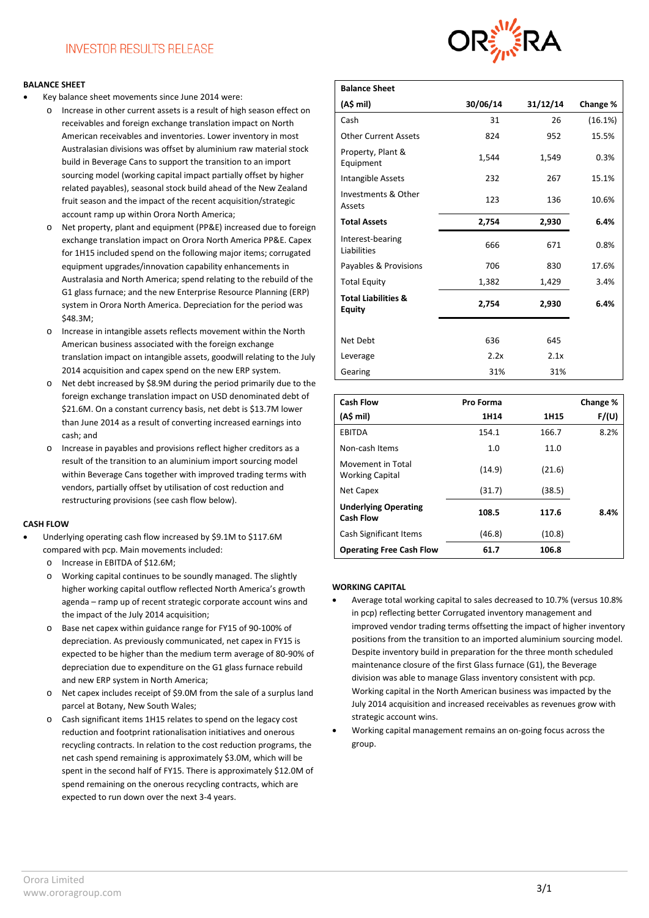## BALANCE SHEET

- Key balance sheet movements since June 2014 were:
  - Increase in other current assets is a result of high season effect on receivables and foreign exchange translation impact on North American receivables and inventories. Lower inventory in most Australasian divisions was offset by aluminium raw material stock build in Beverage Cans to support the transition to an import sourcing model (working capital impact partially offset by higher related payables), seasonal stock build ahead of the New Zealand fruit season and the impact of the recent acquisition/strategic account ramp up within Orora North America;
  - Net property, plant and equipment (PP&E) increased due to foreign exchange translation impact on Orora North America PP&E. Capex for 1H15 included spend on the following major items; corrugated equipment upgrades/innovation capability enhancements in Australasia and North America; spend relating to the rebuild of the G1 glass furnace; and the new Enterprise Resource Planning (ERP) system in Orora North America. Depreciation for the period was $48.3M;
  - Increase in intangible assets reflects movement within the North American business associated with the foreign exchange translation impact on intangible assets, goodwill relating to the July 2014 acquisition and capex spend on the new ERP system.
  - Net debt increased by $8.9M during the period primarily due to the foreign exchange translation impact on USD denominated debt of $21.6M. On a constant currency basis, net debt is $13.7M lower than June 2014 as a result of converting increased earnings into cash; and
  - Increase in payables and provisions reflect higher creditors as a result of the transition to an aluminium import sourcing model within Beverage Cans together with improved trading terms with vendors, partially offset by utilisation of cost reduction and restructuring provisions (see cash flow below).

| Balance Sheet | | | |
|---|---|---|---|
| **(A$ mil)** | **30/06/14** | **31/12/14** | **Change %** |
| Cash | 31 | 26 | (16.1%) |
| Other Current Assets | 824 | 952 | 15.5% |
| Property, Plant & Equipment | 1,544 | 1,549 | 0.3% |
| Intangible Assets | 232 | 267 | 15.1% |
| Investments & Other Assets | 123 | 136 | 10.6% |
| **Total Assets** | **2,754** | **2,930** | **6.4%** |
| Interest-bearing Liabilities | 666 | 671 | 0.8% |
| Payables & Provisions | 706 | 830 | 17.6% |
| Total Equity | 1,382 | 1,429 | 3.4% |
| **Total Liabilities & Equity** | **2,754** | **2,930** | **6.4%** |
| Net Debt | 636 | 645 | |
| Leverage | 2.2x | 2.1x | |
| Gearing | 31% | 31% | |

## CASH FLOW

- Underlying operating cash flow increased by $9.1M to $117.6M compared with pcp. Main movements included:
  - Increase in EBITDA of $12.6M;
  - Working capital continues to be soundly managed. The slightly higher working capital outflow reflected North America's growth agenda – ramp up of recent strategic corporate account wins and the impact of the July 2014 acquisition;
  - Base net capex within guidance range for FY15 of 90-100% of depreciation. As previously communicated, net capex in FY15 is expected to be higher than the medium term average of 80-90% of depreciation due to expenditure on the G1 glass furnace rebuild and new ERP system in North America;
  - Net capex includes receipt of $9.0M from the sale of a surplus land parcel at Botany, New South Wales;
  - Cash significant items 1H15 relates to spend on the legacy cost reduction and footprint rationalisation initiatives and onerous recycling contracts. In relation to the cost reduction programs, the net cash spend remaining is approximately $3.0M, which will be spent in the second half of FY15. There is approximately $12.0M of spend remaining on the onerous recycling contracts, which are expected to run down over the next 3-4 years.

| Cash Flow | Pro Forma | | Change % |
|---|---|---|---|
| **(A$ mil)** | **1H14** | **1H15** | **F/(U)** |
| EBITDA | 154.1 | 166.7 | 8.2% |
| Non-cash Items | 1.0 | 11.0 | |
| Movement in Total Working Capital | (14.9) | (21.6) | |
| Net Capex | (31.7) | (38.5) | |
| **Underlying Operating Cash Flow** | **108.5** | **117.6** | **8.4%** |
| Cash Significant Items | (46.8) | (10.8) | |
| **Operating Free Cash Flow** | **61.7** | **106.8** | |

## WORKING CAPITAL

- Average total working capital to sales decreased to 10.7% (versus 10.8% in pcp) reflecting better Corrugated inventory management and improved vendor trading terms offsetting the impact of higher inventory positions from the transition to an imported aluminium sourcing model. Despite inventory build in preparation for the three month scheduled maintenance closure of the first Glass furnace (G1), the Beverage division was able to manage Glass inventory consistent with pcp. Working capital in the North American business was impacted by the July 2014 acquisition and increased receivables as revenues grow with strategic account wins.
- Working capital management remains an on-going focus across the group.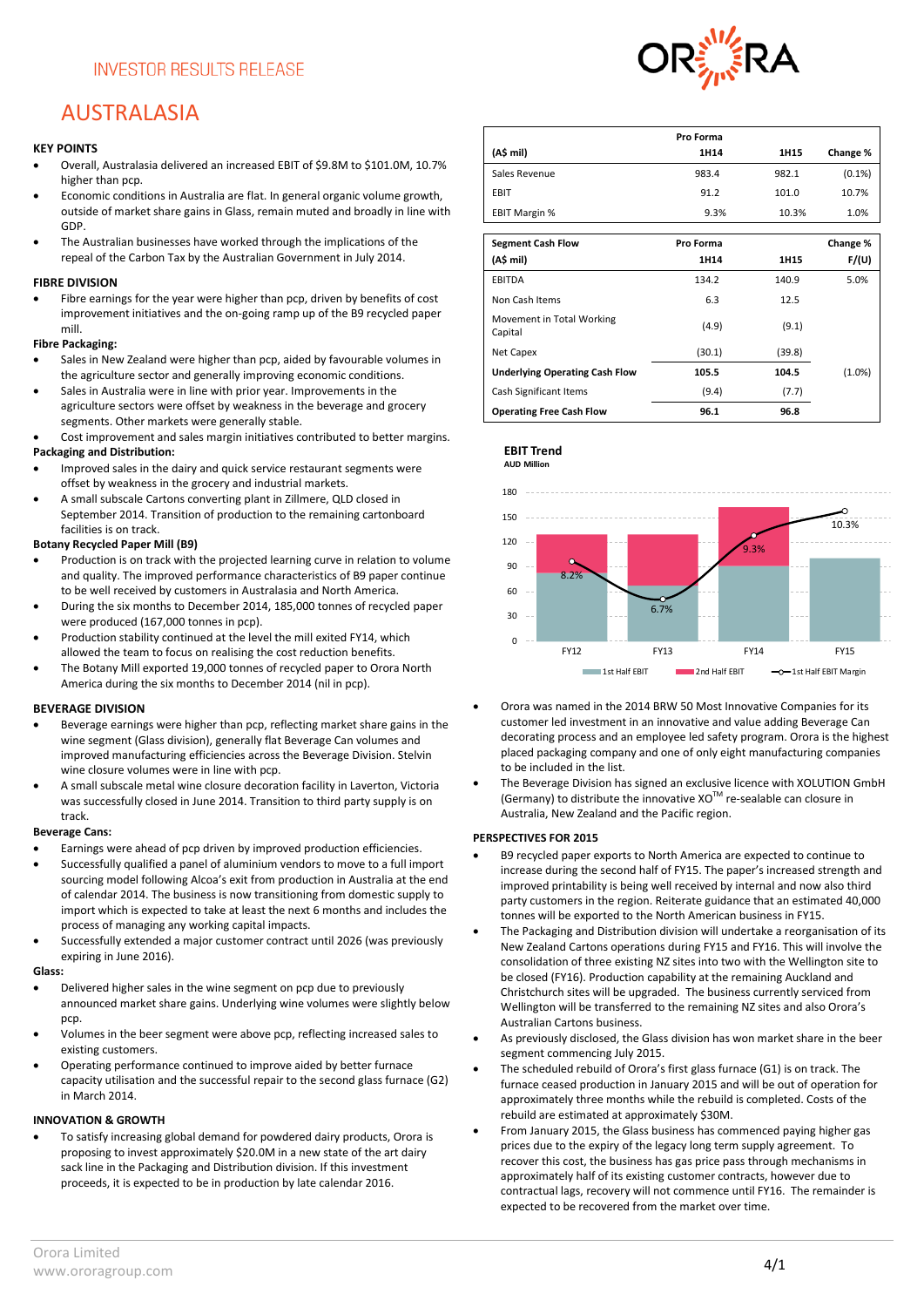INVESTOR RESULTS RELEASE

# AUSTRALASIA

### KEY POINTS

- Overall, Australasia delivered an increased EBIT of $9.8M to $101.0M, 10.7% higher than pcp.
- Economic conditions in Australia are flat. In general organic volume growth, outside of market share gains in Glass, remain muted and broadly in line with GDP.
- The Australian businesses have worked through the implications of the repeal of the Carbon Tax by the Australian Government in July 2014.

### FIBRE DIVISION

- Fibre earnings for the year were higher than pcp, driven by benefits of cost improvement initiatives and the on-going ramp up of the B9 recycled paper mill.

**Fibre Packaging:**

- Sales in New Zealand were higher than pcp, aided by favourable volumes in the agriculture sector and generally improving economic conditions.
- Sales in Australia were in line with prior year. Improvements in the agriculture sectors were offset by weakness in the beverage and grocery segments. Other markets were generally stable.
- Cost improvement and sales margin initiatives contributed to better margins.

**Packaging and Distribution:**

- Improved sales in the dairy and quick service restaurant segments were offset by weakness in the grocery and industrial markets.
- A small subscale Cartons converting plant in Zillmere, QLD closed in September 2014. Transition of production to the remaining cartonboard facilities is on track.

**Botany Recycled Paper Mill (B9)**

- Production is on track with the projected learning curve in relation to volume and quality. The improved performance characteristics of B9 paper continue to be well received by customers in Australia and North America.
- During the six months to December 2014, 185,000 tonnes of recycled paper were produced (167,000 tonnes in pcp).
- Production stability continued at the level the mill exited FY14, which allowed the team to focus on realising the cost reduction benefits.
- The Botany Mill exported 19,000 tonnes of recycled paper to Orora North America during the six months to December 2014 (nil in pcp).

### BEVERAGE DIVISION

- Beverage earnings were higher than pcp, reflecting market share gains in the wine segment (Glass division), generally flat Beverage Can volumes and improved manufacturing efficiencies across the Beverage Division. Stelvin wine closure volumes were in line with pcp.
- A small subscale metal wine closure decoration facility in Laverton, Victoria was successfully closed in June 2014. Transition to third party supply is on track.

**Beverage Cans:**

- Earnings were ahead of pcp driven by improved production efficiencies.
- Successfully qualified a panel of aluminium vendors to move to a full import sourcing model following Alcoa's exit from production in Australia at the end of calendar 2014. The business is now transitioning from domestic supply to import which is expected to take at least the next 6 months and includes the process of managing any working capital impacts.
- Successfully extended a major customer contract until 2026 (was previously expiring in June 2016).

**Glass:**

- Delivered higher sales in the wine segment on pcp due to previously announced market share gains. Underlying wine volumes were slightly below pcp.
- Volumes in the beer segment were above pcp, reflecting increased sales to existing customers.
- Operating performance continued to improve aided by better furnace capacity utilisation and the successful repair to the second glass furnace (G2) in March 2014.

### INNOVATION & GROWTH

- To satisfy increasing global demand for powdered dairy products, Orora is proposing to invest approximately $20.0M in a new state of the art dairy sack line in the Packaging and Distribution division. If this investment proceeds, it is expected to be in production by late calendar 2016.
- Orora was named in the 2014 BRW 50 Most Innovative Companies for its customer led investment in an innovative and value adding Beverage Can decorating process and an employee led safety program. Orora is the highest placed packaging company and one of only eight manufacturing companies to be included in the list.
- The Beverage Division has signed an exclusive licence with XOLUTION GmbH (Germany) to distribute the innovative XO™ re-sealable can closure in Australia, New Zealand and the Pacific region.

| (A$ mil) | Pro Forma 1H14 | 1H15 | Change % |
|---|---|---|---|
| Sales Revenue | 983.4 | 982.1 | (0.1%) |
| EBIT | 91.2 | 101.0 | 10.7% |
| EBIT Margin % | 9.3% | 10.3% | 1.0% |

| Segment Cash Flow (A$ mil) | Pro Forma 1H14 | 1H15 | Change % F/(U) |
|---|---|---|---|
| EBITDA | 134.2 | 140.9 | 5.0% |
| Non Cash Items | 6.3 | 12.5 | |
| Movement in Total Working Capital | (4.9) | (9.1) | |
| Net Capex | (30.1) | (39.8) | |
| **Underlying Operating Cash Flow** | **105.5** | **104.5** | (1.0%) |
| Cash Significant Items | (9.4) | (7.7) | |
| **Operating Free Cash Flow** | **96.1** | **96.8** | |

**EBIT Trend**
AUD Million

| | 1st Half EBIT Margin |
|---|---|
| FY12 | 8.2% |
| FY13 | 6.7% |
| FY14 | 9.3% |
| FY15 | 10.3% |

1st Half EBIT / 2nd Half EBIT / 1st Half EBIT Margin

### PERSPECTIVES FOR 2015

- B9 recycled paper exports to North America are expected to continue to increase during the second half of FY15. The paper's increased strength and improved printability is being well received by internal and now also third party customers in the region. Reiterate guidance that an estimated 40,000 tonnes will be exported to the North American business in FY15.
- The Packaging and Distribution division will undertake a reorganisation of its New Zealand Cartons operations during FY15 and FY16. This will involve the consolidation of three existing NZ sites into two with the Wellington site to be closed (FY16). Production capability at the remaining Auckland and Christchurch sites will be upgraded. The business currently serviced from Wellington will be transferred to the remaining NZ sites and also Orora's Australian Cartons business.
- As previously disclosed, the Glass division has won market share in the beer segment commencing July 2015.
- The scheduled rebuild of Orora's first glass furnace (G1) is on track. The furnace ceased production in January 2015 and will be out of operation for approximately three months while the rebuild is completed. Costs of the rebuild are estimated at approximately $30M.
- From January 2015, the Glass business has commenced paying higher gas prices due to the expiry of the legacy long term supply agreement. To recover this cost, the business has gas price pass through mechanisms in approximately three quarters of its existing customer contracts, however due to contractual lags, recovery will not commence until FY16. The remainder is expected to be recovered from the market over time.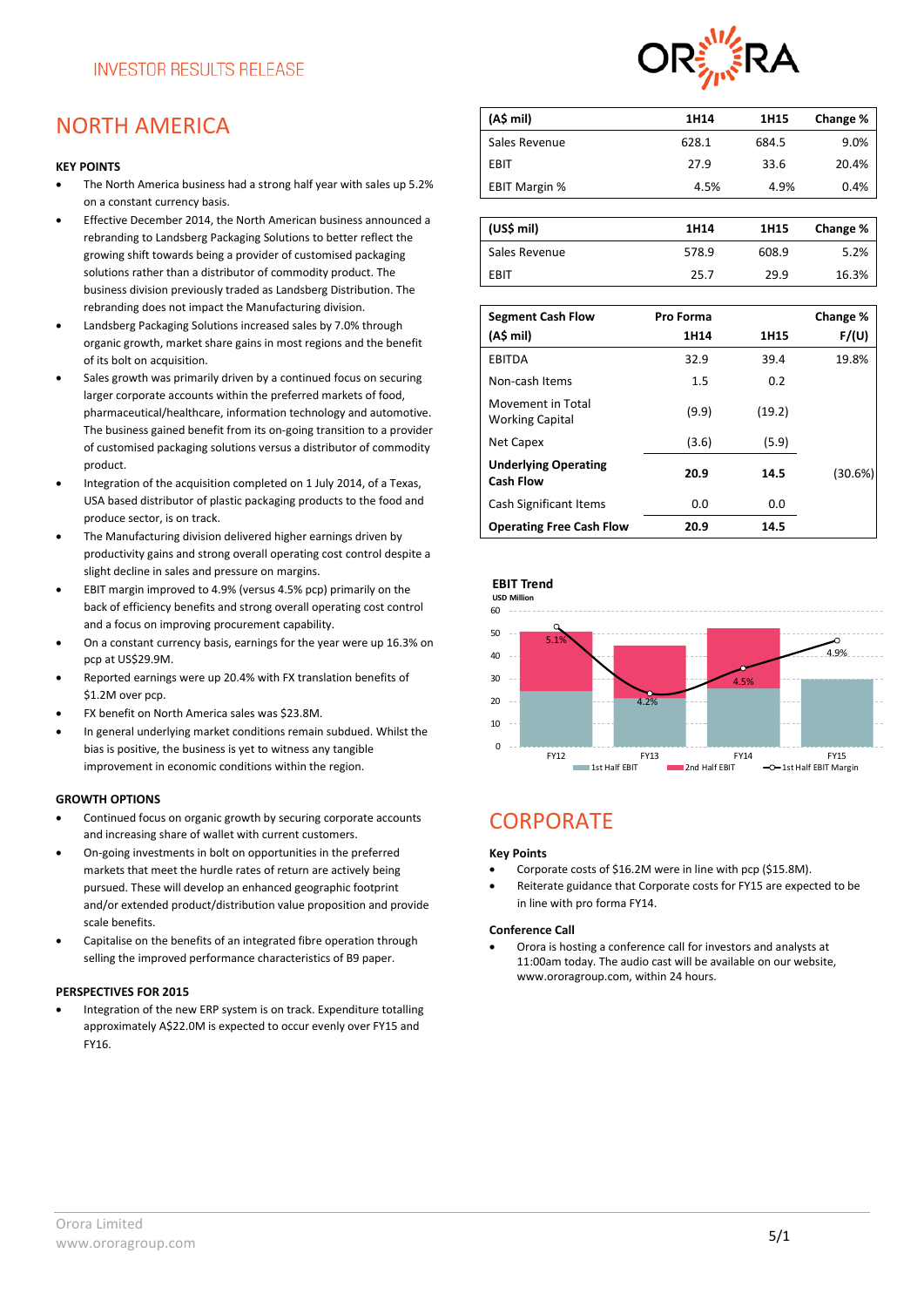INVESTOR RESULTS RELEASE

# NORTH AMERICA

### KEY POINTS

- The North America business had a strong half year with sales up 5.2% on a constant currency basis.
- Effective December 2014, the North American business announced a rebranding to Landsberg Packaging Solutions to better reflect the growing shift towards being a provider of customised packaging solutions rather than a distributor of commodity product. The business division previously traded as Landsberg Distribution. The rebranding does not impact the Manufacturing division.
- Landsberg Packaging Solutions increased sales by 7.0% through organic growth, market share gains in most regions and the benefit of its bolt on acquisition.
- Sales growth was primarily driven by a continued focus on securing larger corporate accounts within the preferred markets of food, pharmaceutical/healthcare, information technology and automotive. The business gained benefit from its on-going transition to a provider of customised packaging solutions versus a distributor of commodity product.
- Integration of the acquisition completed on 1 July 2014, of a Texas, USA based distributor of plastic packaging products to the food and produce sector, is on track.
- The Manufacturing division delivered higher earnings driven by productivity gains and strong overall operating cost control despite a slight decline in sales and pressure on margins.
- EBIT margin improved to 4.9% (versus 4.5% pcp) primarily on the back of efficiency benefits and strong overall operating cost control and a focus on improving procurement capability.
- On a constant currency basis, earnings for the year were up 16.3% on pcp at US$29.9M.
- Reported earnings were up 20.4% with FX translation benefits of $1.2M over pcp.
- FX benefit on North America sales was $23.8M.
- In general underlying market conditions remain subdued. Whilst the bias is positive, the business is yet to witness any tangible improvement in economic conditions within the region.

### GROWTH OPTIONS

- Continued focus on organic growth by securing corporate accounts and increasing share of wallet with current customers.
- On-going investments in bolt on opportunities in the preferred markets that meet the hurdle rates of return are actively being pursued. These will develop an enhanced geographic footprint and/or extended product/distribution value proposition and provide scale benefits.
- Capitalise on the benefits of an integrated fibre operation through selling the improved performance characteristics of B9 paper.

### PERSPECTIVES FOR 2015

- Integration of the new ERP system is on track. Expenditure totalling approximately A$22.0M is expected to occur evenly over FY15 and FY16.

| (A$ mil) | 1H14 | 1H15 | Change % |
|---|---|---|---|
| Sales Revenue | 628.1 | 684.5 | 9.0% |
| EBIT | 27.9 | 33.6 | 20.4% |
| EBIT Margin % | 4.5% | 4.9% | 0.4% |

| (US$ mil) | 1H14 | 1H15 | Change % |
|---|---|---|---|
| Sales Revenue | 578.9 | 608.9 | 5.2% |
| EBIT | 25.7 | 29.9 | 16.3% |

| Segment Cash Flow (A$ mil) | Pro Forma 1H14 | 1H15 | Change % F/(U) |
|---|---|---|---|
| EBITDA | 32.9 | 39.4 | 19.8% |
| Non-cash Items | 1.5 | 0.2 | |
| Movement in Total Working Capital | (9.9) | (19.2) | |
| Net Capex | (3.6) | (5.9) | |
| **Underlying Operating Cash Flow** | **20.9** | **14.5** | (30.6%) |
| Cash Significant Items | 0.0 | 0.0 | |
| **Operating Free Cash Flow** | **20.9** | **14.5** | |

**EBIT Trend**
USD Million

(Chart: 1st Half EBIT, 2nd Half EBIT, 1st Half EBIT Margin for FY12–FY15; margin labels: FY12 5.1%, FY13 4.2%, FY14 4.5%, FY15 4.9%)

# CORPORATE

### Key Points

- Corporate costs of $16.2M were in line with pcp ($15.8M).
- Reiterate guidance that Corporate costs for FY15 are expected to be in line with pro forma FY14.

### Conference Call

- Orora is hosting a conference call for investors and analysts at 11:00am today. The audio cast will be available on our website, www.ororagroup.com, within 24 hours.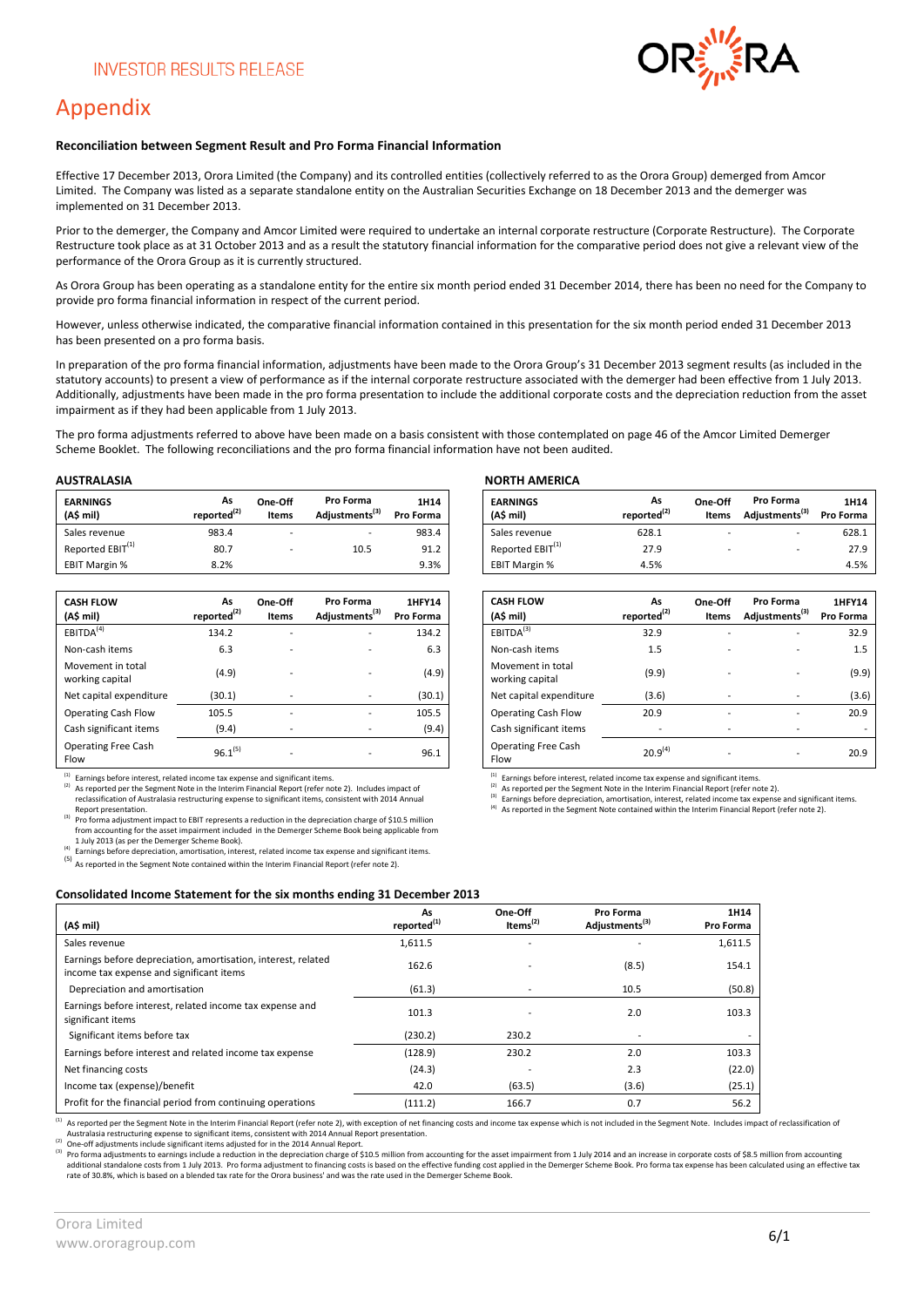# Appendix

### Reconciliation between Segment Result and Pro Forma Financial Information

Effective 17 December 2013, Orora Limited (the Company) and its controlled entities (collectively referred to as the Orora Group) demerged from Amcor Limited. The Company was listed as a separate standalone entity on the Australian Securities Exchange on 18 December 2013 and the demerger was implemented on 31 December 2013.

Prior to the demerger, the Company and Amcor Limited were required to undertake an internal corporate restructure (Corporate Restructure). The Corporate Restructure took place as at 31 October 2013 and as a result the statutory financial information for the comparative period does not give a relevant view of the performance of the Orora Group as it is currently structured.

As Orora Group has been operating as a standalone entity for the entire six month period ended 31 December 2014, there has been no need for the Company to provide pro forma financial information in respect of the current period.

However, unless otherwise indicated, the comparative financial information contained in this presentation for the six month period ended 31 December 2013 has been presented on a pro forma basis.

In preparation of the pro forma financial information, adjustments have been made to the Orora Group's 31 December 2013 segment results (as included in the statutory accounts) to present a view of performance as if the internal corporate restructure associated with the demerger had been effective from 1 July 2013. Additionally, adjustments have been made in the pro forma presentation to include the additional corporate costs and the depreciation reduction from the asset impairment as if they had been applicable from 1 July 2013.

The pro forma adjustments referred to above have been made on a basis consistent with those contemplated on page 46 of the Amcor Limited Demerger Scheme Booklet. The following reconciliations and the pro forma financial information have not been audited.

### AUSTRALASIA

| EARNINGS (A$ mil) | As reported[2] | One-Off Items | Pro Forma Adjustments[3] | 1H14 Pro Forma |
|---|---|---|---|---|
| Sales revenue | 983.4 | - | - | 983.4 |
| Reported EBIT[1] | 80.7 | - | 10.5 | 91.2 |
| EBIT Margin % | 8.2% | | | 9.3% |

| CASH FLOW (A$ mil) | As reported[2] | One-Off Items | Pro Forma Adjustments[3] | 1HFY14 Pro Forma |
|---|---|---|---|---|
| EBITDA[4] | 134.2 | - | - | 134.2 |
| Non-cash items | 6.3 | - | - | 6.3 |
| Movement in total working capital | (4.9) | - | - | (4.9) |
| Net capital expenditure | (30.1) | - | - | (30.1) |
| Operating Cash Flow | 105.5 | - | - | 105.5 |
| Cash significant items | (9.4) | - | - | (9.4) |
| Operating Free Cash Flow | 96.1[5] | - | - | 96.1 |

[1] Earnings before interest, related income tax expense and significant items.
[2] As reported per the Segment Note in the Interim Financial Report (refer note 2). Includes impact of reclassification of Australasia restructuring expense to significant items, consistent with 2014 Annual Report presentation.
[3] Pro forma adjustment impact to EBIT represents a reduction in the depreciation charge of $10.5 million from accounting for the asset impairment included in the Demerger Scheme Book being applicable from 1 July 2013 (as per the Demerger Scheme Book).
[4] Earnings before depreciation, amortisation, interest, related income tax expense and significant items.
[5] As reported in the Segment Note contained within the Interim Financial Report (refer note 2).

### NORTH AMERICA

| EARNINGS (A$ mil) | As reported[2] | One-Off Items | Pro Forma Adjustments[3] | 1H14 Pro Forma |
|---|---|---|---|---|
| Sales revenue | 628.1 | - | - | 628.1 |
| Reported EBIT[1] | 27.9 | - | - | 27.9 |
| EBIT Margin % | 4.5% | | | 4.5% |

| CASH FLOW (A$ mil) | As reported[2] | One-Off Items | Pro Forma Adjustments[3] | 1HFY14 Pro Forma |
|---|---|---|---|---|
| EBITDA[3] | 32.9 | - | - | 32.9 |
| Non-cash items | 1.5 | - | - | 1.5 |
| Movement in total working capital | (9.9) | - | - | (9.9) |
| Net capital expenditure | (3.6) | - | - | (3.6) |
| Operating Cash Flow | 20.9 | - | - | 20.9 |
| Cash significant items | - | - | - | - |
| Operating Free Cash Flow | 20.9[4] | - | - | 20.9 |

[1] Earnings before interest, related income tax expense and significant items.
[2] As reported per the Segment Note in the Interim Financial Report (refer note 2).
[3] Earnings before depreciation, amortisation, interest, related income tax expense and significant items.
[4] As reported in the Segment Note contained within the Interim Financial Report (refer note 2).

### Consolidated Income Statement for the six months ending 31 December 2013

| (A$ mil) | As reported[1] | One-Off Items[2] | Pro Forma Adjustments[3] | 1H14 Pro Forma |
|---|---|---|---|---|
| Sales revenue | 1,611.5 | - | - | 1,611.5 |
| Earnings before depreciation, amortisation, interest, related income tax expense and significant items | 162.6 | - | (8.5) | 154.1 |
| Depreciation and amortisation | (61.3) | - | 10.5 | (50.8) |
| Earnings before interest, related income tax expense and significant items | 101.3 | - | 2.0 | 103.3 |
| Significant items before tax | (230.2) | 230.2 | - | - |
| Earnings before interest and related income tax expense | (128.9) | 230.2 | 2.0 | 103.3 |
| Net financing costs | (24.3) | - | 2.3 | (22.0) |
| Income tax (expense)/benefit | 42.0 | (63.5) | (3.6) | (25.1) |
| Profit for the financial period from continuing operations | (111.2) | 166.7 | 0.7 | 56.2 |

[1] As reported per the Segment Note in the Interim Financial Report (refer note 2), with exception of net financing costs and income tax expense which is not included in the Segment Note. Includes impact of reclassification of Australasia restructuring expense to significant items, consistent with 2014 Annual Report presentation.
[2] One-off adjustments include significant items adjusted for in the 2014 Annual Report.
[3] Pro forma adjustments to earnings include a reduction in the depreciation charge of $10.5 million from accounting for the asset impairment from 1 July 2014 and an increase in corporate costs of $8.5 million from accounting additional standalone costs from 1 July 2013. Pro forma adjustment to financing costs is based on the effective funding cost applied in the Demerger Scheme Book. Pro forma tax expense has been calculated using an effective tax rate of 30.8%, which is based on a blended tax rate for the Orora business' and was the rate used in the Demerger Scheme Book.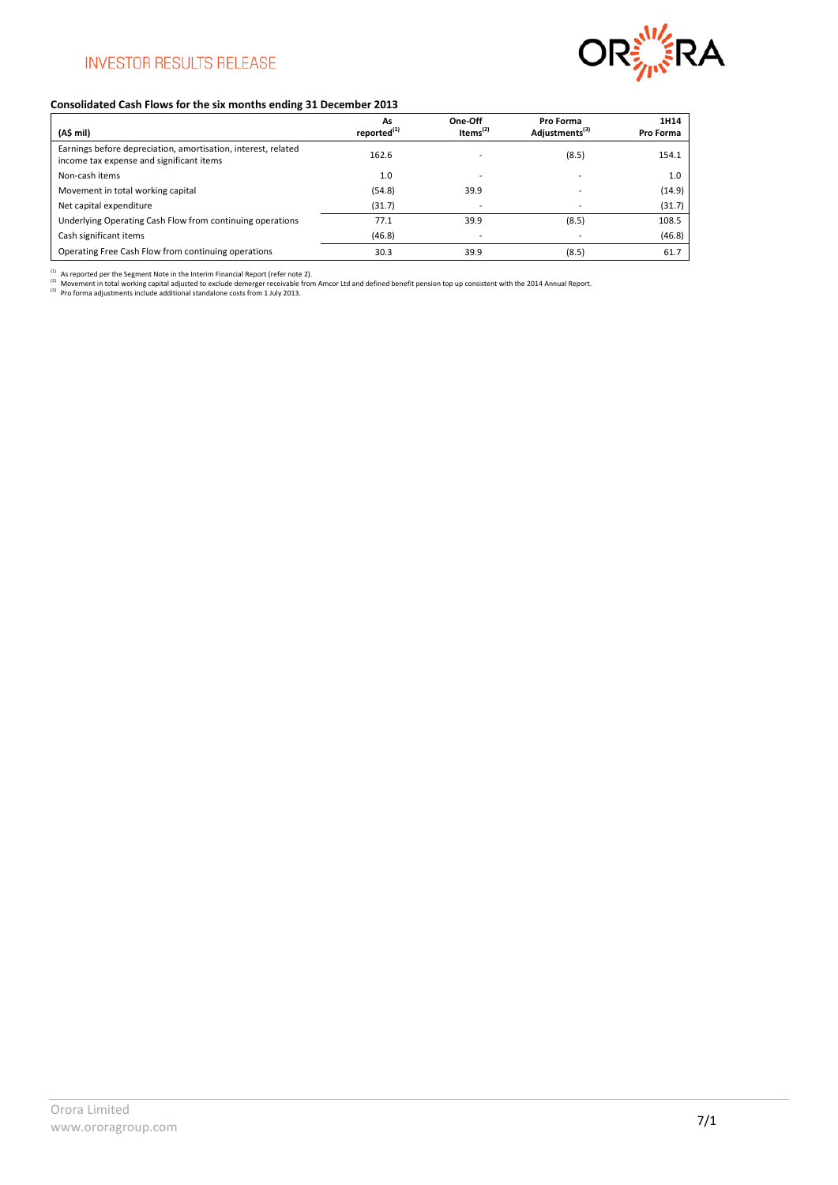**Consolidated Cash Flows for the six months ending 31 December 2013**

| (A$ mil) | As reported[1] | One-Off Items[2] | Pro Forma Adjustments[3] | 1H14 Pro Forma |
|---|---|---|---|---|
| Earnings before depreciation, amortisation, interest, related income tax expense and significant items | 162.6 | - | (8.5) | 154.1 |
| Non-cash items | 1.0 | - | - | 1.0 |
| Movement in total working capital | (54.8) | 39.9 | - | (14.9) |
| Net capital expenditure | (31.7) | - | - | (31.7) |
| Underlying Operating Cash Flow from continuing operations | 77.1 | 39.9 | (8.5) | 108.5 |
| Cash significant items | (46.8) | - | - | (46.8) |
| Operating Free Cash Flow from continuing operations | 30.3 | 39.9 | (8.5) | 61.7 |

[1] As reported per the Segment Note in the Interim Financial Report (refer note 2).
[2] Movement in total working capital adjusted to exclude demerger receivable from Amcor Ltd and defined benefit pension top up consistent with the 2014 Annual Report.
[3] Pro forma adjustments include additional standalone costs from 1 July 2013.